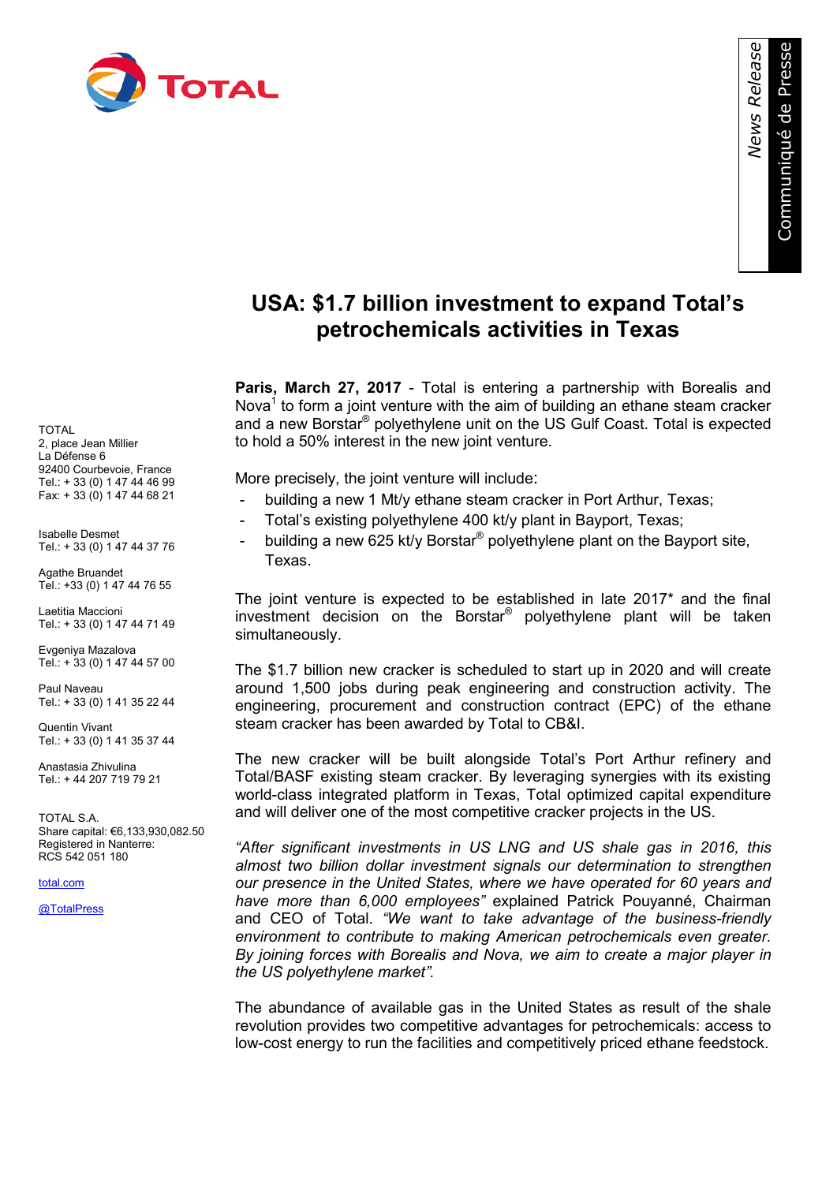# USA: $1.7 billion investment to expand Total's petrochemicals activities in Texas

**Paris, March 27, 2017** - Total is entering a partnership with Borealis and Nova[1] to form a joint venture with the aim of building an ethane steam cracker and a new Borstar® polyethylene unit on the US Gulf Coast. Total is expected to hold a 50% interest in the new joint venture.

More precisely, the joint venture will include:

- building a new 1 Mt/y ethane steam cracker in Port Arthur, Texas;
- Total's existing polyethylene 400 kt/y plant in Bayport, Texas;
- building a new 625 kt/y Borstar® polyethylene plant on the Bayport site, Texas.

The joint venture is expected to be established in late 2017* and the final investment decision on the Borstar® polyethylene plant will be taken simultaneously.

The $1.7 billion new cracker is scheduled to start up in 2020 and will create around 1,500 jobs during peak engineering and construction activity. The engineering, procurement and construction contract (EPC) of the ethane steam cracker has been awarded by Total to CB&I.

The new cracker will be built alongside Total's Port Arthur refinery and Total/BASF existing steam cracker. By leveraging synergies with its existing world-class integrated platform in Texas, Total optimized capital expenditure and will deliver one of the most competitive cracker projects in the US.

*"After significant investments in US LNG and US shale gas in 2016, this almost two billion dollar investment signals our determination to strengthen our presence in the United States, where we have operated for 60 years and have more than 6,000 employees"* explained Patrick Pouyanné, Chairman and CEO of Total. *"We want to take advantage of the business-friendly environment to contribute to making American petrochemicals even greater. By joining forces with Borealis and Nova, we aim to create a major player in the US polyethylene market".*

The abundance of available gas in the United States as result of the shale revolution provides two competitive advantages for petrochemicals: access to low-cost energy to run the facilities and competitively priced ethane feedstock.

TOTAL
2, place Jean Millier
La Défense 6
92400 Courbevoie, France
Tel.: + 33 (0) 1 47 44 46 99
Fax: + 33 (0) 1 47 44 68 21

Isabelle Desmet
Tel.: + 33 (0) 1 47 44 37 76

Agathe Bruandet
Tel.: +33 (0) 1 47 44 76 55

Laetitia Maccioni
Tel.: + 33 (0) 1 47 44 71 49

Evgeniya Mazalova
Tel.: + 33 (0) 1 47 44 57 00

Paul Naveau
Tel.: + 33 (0) 1 41 35 22 44

Quentin Vivant
Tel.: + 33 (0) 1 41 35 37 44

Anastasia Zhivulina
Tel.: + 44 207 719 79 21

TOTAL S.A.
Share capital: €6,133,930,082.50
Registered in Nanterre:
RCS 542 051 180

total.com

@TotalPress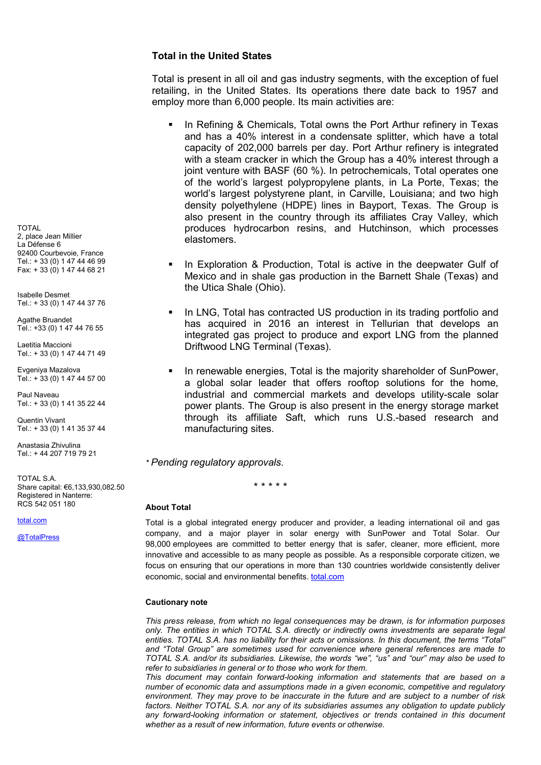## Total in the United States

Total is present in all oil and gas industry segments, with the exception of fuel retailing, in the United States. Its operations there date back to 1957 and employ more than 6,000 people. Its main activities are:

- In Refining & Chemicals, Total owns the Port Arthur refinery in Texas and has a 40% interest in a condensate splitter, which have a total capacity of 202,000 barrels per day. Port Arthur refinery is integrated with a steam cracker in which the Group has a 40% interest through a joint venture with BASF (60 %). In petrochemicals, Total operates one of the world's largest polypropylene plants, in La Porte, Texas; the world's largest polystyrene plant, in Carville, Louisiana; and two high density polyethylene (HDPE) lines in Bayport, Texas. The Group is also present in the country through its affiliates Cray Valley, which produces hydrocarbon resins, and Hutchinson, which processes elastomers.

- In Exploration & Production, Total is active in the deepwater Gulf of Mexico and in shale gas production in the Barnett Shale (Texas) and the Utica Shale (Ohio).

- In LNG, Total has contracted US production in its trading portfolio and has acquired in 2016 an interest in Tellurian that develops an integrated gas project to produce and export LNG from the planned Driftwood LNG Terminal (Texas).

- In renewable energies, Total is the majority shareholder of SunPower, a global solar leader that offers rooftop solutions for the home, industrial and commercial markets and develops utility-scale solar power plants. The Group is also present in the energy storage market through its affiliate Saft, which runs U.S.-based research and manufacturing sites.

\* *Pending regulatory approvals.*

\* \* \* \* \*

TOTAL
2, place Jean Millier
La Défense 6
92400 Courbevoie, France
Tel.: + 33 (0) 1 47 44 46 99
Fax: + 33 (0) 1 47 44 68 21

Isabelle Desmet
Tel.: + 33 (0) 1 47 44 37 76

Agathe Bruandet
Tel.: +33 (0) 1 47 44 76 55

Laetitia Maccioni
Tel.: + 33 (0) 1 47 44 71 49

Evgeniya Mazalova
Tel.: + 33 (0) 1 47 44 57 00

Paul Naveau
Tel.: + 33 (0) 1 41 35 22 44

Quentin Vivant
Tel.: + 33 (0) 1 41 35 37 44

Anastasia Zhivulina
Tel.: + 44 207 719 79 21

TOTAL S.A.
Share capital: €6,133,930,082.50
Registered in Nanterre:
RCS 542 051 180

total.com

@TotalPress

### About Total

Total is a global integrated energy producer and provider, a leading international oil and gas company, and a major player in solar energy with SunPower and Total Solar. Our 98,000 employees are committed to better energy that is safer, cleaner, more efficient, more innovative and accessible to as many people as possible. As a responsible corporate citizen, we focus on ensuring that our operations in more than 130 countries worldwide consistently deliver economic, social and environmental benefits. total.com

### Cautionary note

*This press release, from which no legal consequences may be drawn, is for information purposes only. The entities in which TOTAL S.A. directly or indirectly owns investments are separate legal entities. TOTAL S.A. has no liability for their acts or omissions. In this document, the terms "Total" and "Total Group" are sometimes used for convenience where general references are made to TOTAL S.A. and/or its subsidiaries. Likewise, the words "we", "us" and "our" may also be used to refer to subsidiaries in general or to those who work for them.*
*This document may contain forward-looking information and statements that are based on a number of economic data and assumptions made in a given economic, competitive and regulatory environment. They may prove to be inaccurate in the future and are subject to a number of risk factors. Neither TOTAL S.A. nor any of its subsidiaries assumes any obligation to update publicly any forward-looking information or statement, objectives or trends contained in this document whether as a result of new information, future events or otherwise.*